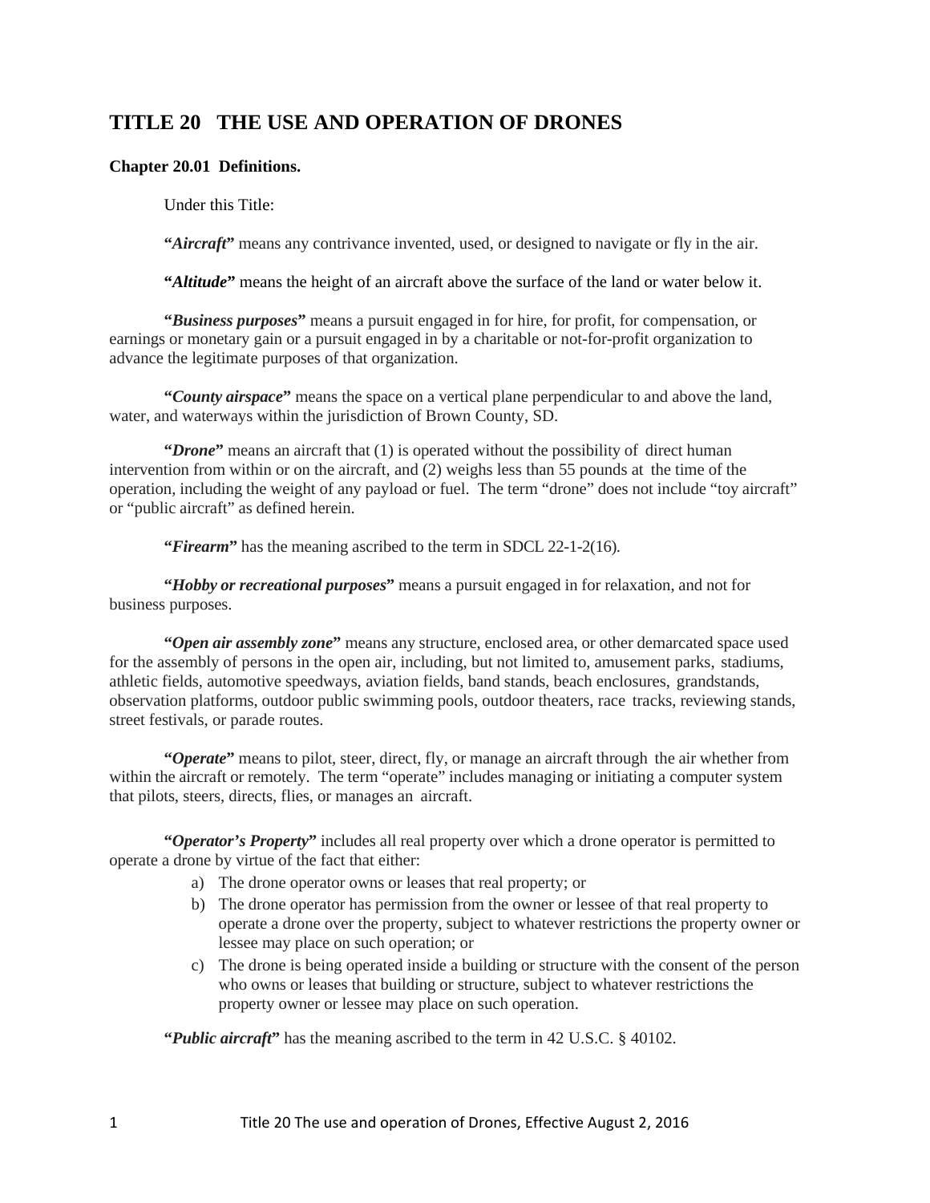# TITLE 20 THE USE AND OPERATION OF DRONES

## Chapter 20.01 Definitions.

Under this Title:

**"*Aircraft*"** means any contrivance invented, used, or designed to navigate or fly in the air.

**"*Altitude*"** means the height of an aircraft above the surface of the land or water below it.

**"*Business purposes*"** means a pursuit engaged in for hire, for profit, for compensation, or earnings or monetary gain or a pursuit engaged in by a charitable or not-for-profit organization to advance the legitimate purposes of that organization.

**"*County airspace*"** means the space on a vertical plane perpendicular to and above the land, water, and waterways within the jurisdiction of Brown County, SD.

**"*Drone*"** means an aircraft that (1) is operated without the possibility of direct human intervention from within or on the aircraft, and (2) weighs less than 55 pounds at the time of the operation, including the weight of any payload or fuel. The term "drone" does not include "toy aircraft" or "public aircraft" as defined herein.

**"*Firearm*"** has the meaning ascribed to the term in SDCL 22-1-2(16).

**"*Hobby or recreational purposes*"** means a pursuit engaged in for relaxation, and not for business purposes.

**"*Open air assembly zone*"** means any structure, enclosed area, or other demarcated space used for the assembly of persons in the open air, including, but not limited to, amusement parks, stadiums, athletic fields, automotive speedways, aviation fields, band stands, beach enclosures, grandstands, observation platforms, outdoor public swimming pools, outdoor theaters, race tracks, reviewing stands, street festivals, or parade routes.

**"*Operate*"** means to pilot, steer, direct, fly, or manage an aircraft through the air whether from within the aircraft or remotely. The term "operate" includes managing or initiating a computer system that pilots, steers, directs, flies, or manages an aircraft.

**"*Operator's Property*"** includes all real property over which a drone operator is permitted to operate a drone by virtue of the fact that either:

a) The drone operator owns or leases that real property; or
b) The drone operator has permission from the owner or lessee of that real property to operate a drone over the property, subject to whatever restrictions the property owner or lessee may place on such operation; or
c) The drone is being operated inside a building or structure with the consent of the person who owns or leases that building or structure, subject to whatever restrictions the property owner or lessee may place on such operation.

**"*Public aircraft*"** has the meaning ascribed to the term in 42 U.S.C. § 40102.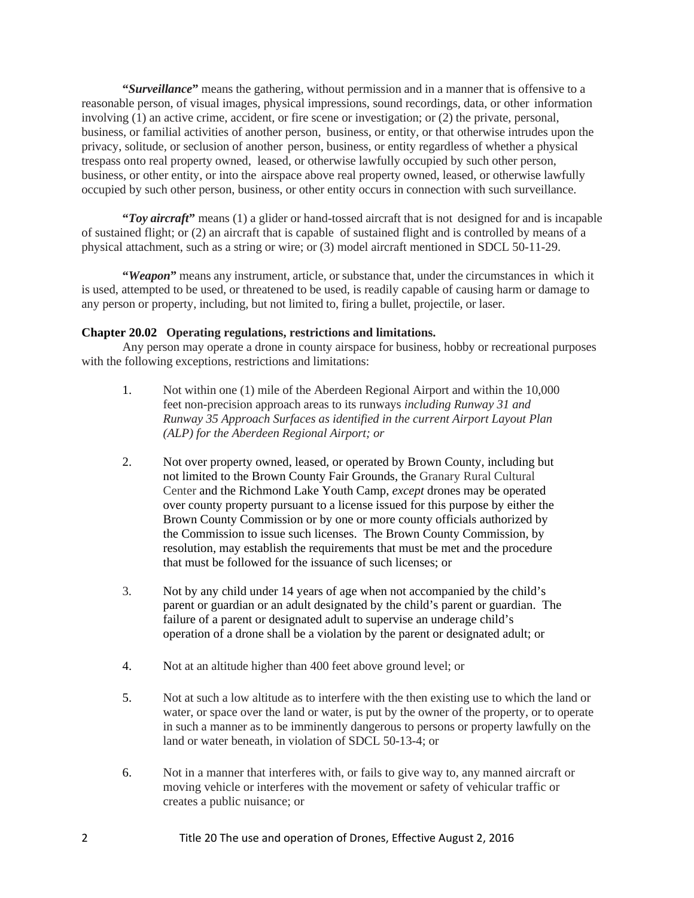**"*Surveillance*"** means the gathering, without permission and in a manner that is offensive to a reasonable person, of visual images, physical impressions, sound recordings, data, or other information involving (1) an active crime, accident, or fire scene or investigation; or (2) the private, personal, business, or familial activities of another person, business, or entity, or that otherwise intrudes upon the privacy, solitude, or seclusion of another person, business, or entity regardless of whether a physical trespass onto real property owned, leased, or otherwise lawfully occupied by such other person, business, or other entity, or into the airspace above real property owned, leased, or otherwise lawfully occupied by such other person, business, or other entity occurs in connection with such surveillance.

**"*Toy aircraft*"** means (1) a glider or hand-tossed aircraft that is not designed for and is incapable of sustained flight; or (2) an aircraft that is capable of sustained flight and is controlled by means of a physical attachment, such as a string or wire; or (3) model aircraft mentioned in SDCL 50-11-29.

**"*Weapon*"** means any instrument, article, or substance that, under the circumstances in which it is used, attempted to be used, or threatened to be used, is readily capable of causing harm or damage to any person or property, including, but not limited to, firing a bullet, projectile, or laser.

## Chapter 20.02 Operating regulations, restrictions and limitations.

Any person may operate a drone in county airspace for business, hobby or recreational purposes with the following exceptions, restrictions and limitations:

1. Not within one (1) mile of the Aberdeen Regional Airport and within the 10,000 feet non-precision approach areas to its runways *including Runway 31 and Runway 35 Approach Surfaces as identified in the current Airport Layout Plan (ALP) for the Aberdeen Regional Airport; or*

2. Not over property owned, leased, or operated by Brown County, including but not limited to the Brown County Fair Grounds, the Granary Rural Cultural Center and the Richmond Lake Youth Camp, *except* drones may be operated over county property pursuant to a license issued for this purpose by either the Brown County Commission or by one or more county officials authorized by the Commission to issue such licenses. The Brown County Commission, by resolution, may establish the requirements that must be met and the procedure that must be followed for the issuance of such licenses; or

3. Not by any child under 14 years of age when not accompanied by the child's parent or guardian or an adult designated by the child's parent or guardian. The failure of a parent or designated adult to supervise an underage child's operation of a drone shall be a violation by the parent or designated adult; or

4. Not at an altitude higher than 400 feet above ground level; or

5. Not at such a low altitude as to interfere with the then existing use to which the land or water, or space over the land or water, is put by the owner of the property, or to operate in such a manner as to be imminently dangerous to persons or property lawfully on the land or water beneath, in violation of SDCL 50-13-4; or

6. Not in a manner that interferes with, or fails to give way to, any manned aircraft or moving vehicle or interferes with the movement or safety of vehicular traffic or creates a public nuisance; or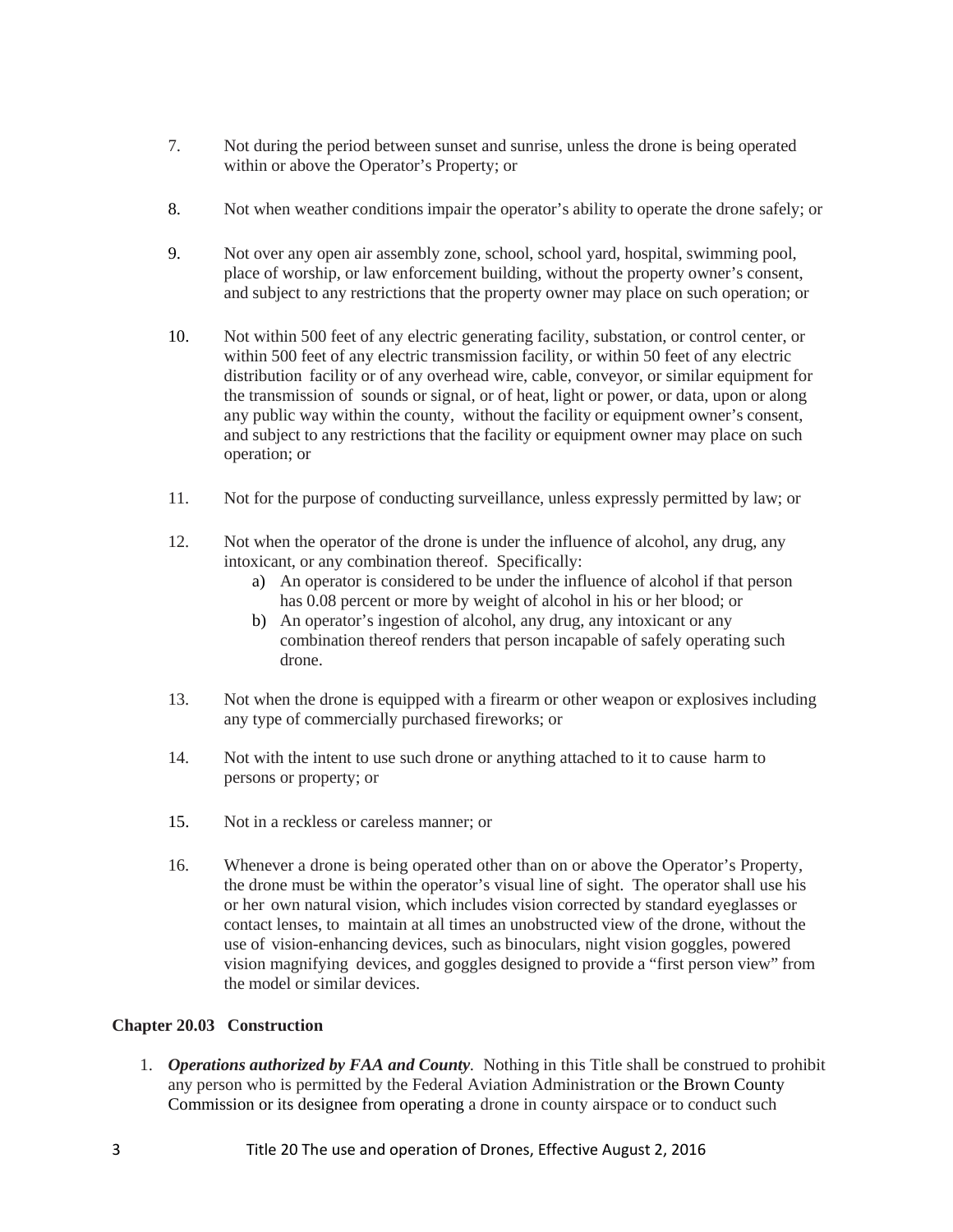7. Not during the period between sunset and sunrise, unless the drone is being operated within or above the Operator's Property; or

8. Not when weather conditions impair the operator's ability to operate the drone safely; or

9. Not over any open air assembly zone, school, school yard, hospital, swimming pool, place of worship, or law enforcement building, without the property owner's consent, and subject to any restrictions that the property owner may place on such operation; or

10. Not within 500 feet of any electric generating facility, substation, or control center, or within 500 feet of any electric transmission facility, or within 50 feet of any electric distribution facility or of any overhead wire, cable, conveyor, or similar equipment for the transmission of sounds or signal, or of heat, light or power, or data, upon or along any public way within the county, without the facility or equipment owner's consent, and subject to any restrictions that the facility or equipment owner may place on such operation; or

11. Not for the purpose of conducting surveillance, unless expressly permitted by law; or

12. Not when the operator of the drone is under the influence of alcohol, any drug, any intoxicant, or any combination thereof. Specifically:
    a) An operator is considered to be under the influence of alcohol if that person has 0.08 percent or more by weight of alcohol in his or her blood; or
    b) An operator's ingestion of alcohol, any drug, any intoxicant or any combination thereof renders that person incapable of safely operating such drone.

13. Not when the drone is equipped with a firearm or other weapon or explosives including any type of commercially purchased fireworks; or

14. Not with the intent to use such drone or anything attached to it to cause harm to persons or property; or

15. Not in a reckless or careless manner; or

16. Whenever a drone is being operated other than on or above the Operator's Property, the drone must be within the operator's visual line of sight. The operator shall use his or her own natural vision, which includes vision corrected by standard eyeglasses or contact lenses, to maintain at all times an unobstructed view of the drone, without the use of vision-enhancing devices, such as binoculars, night vision goggles, powered vision magnifying devices, and goggles designed to provide a "first person view" from the model or similar devices.

**Chapter 20.03 Construction**

1. ***Operations authorized by FAA and County***. Nothing in this Title shall be construed to prohibit any person who is permitted by the Federal Aviation Administration or the Brown County Commission or its designee from operating a drone in county airspace or to conduct such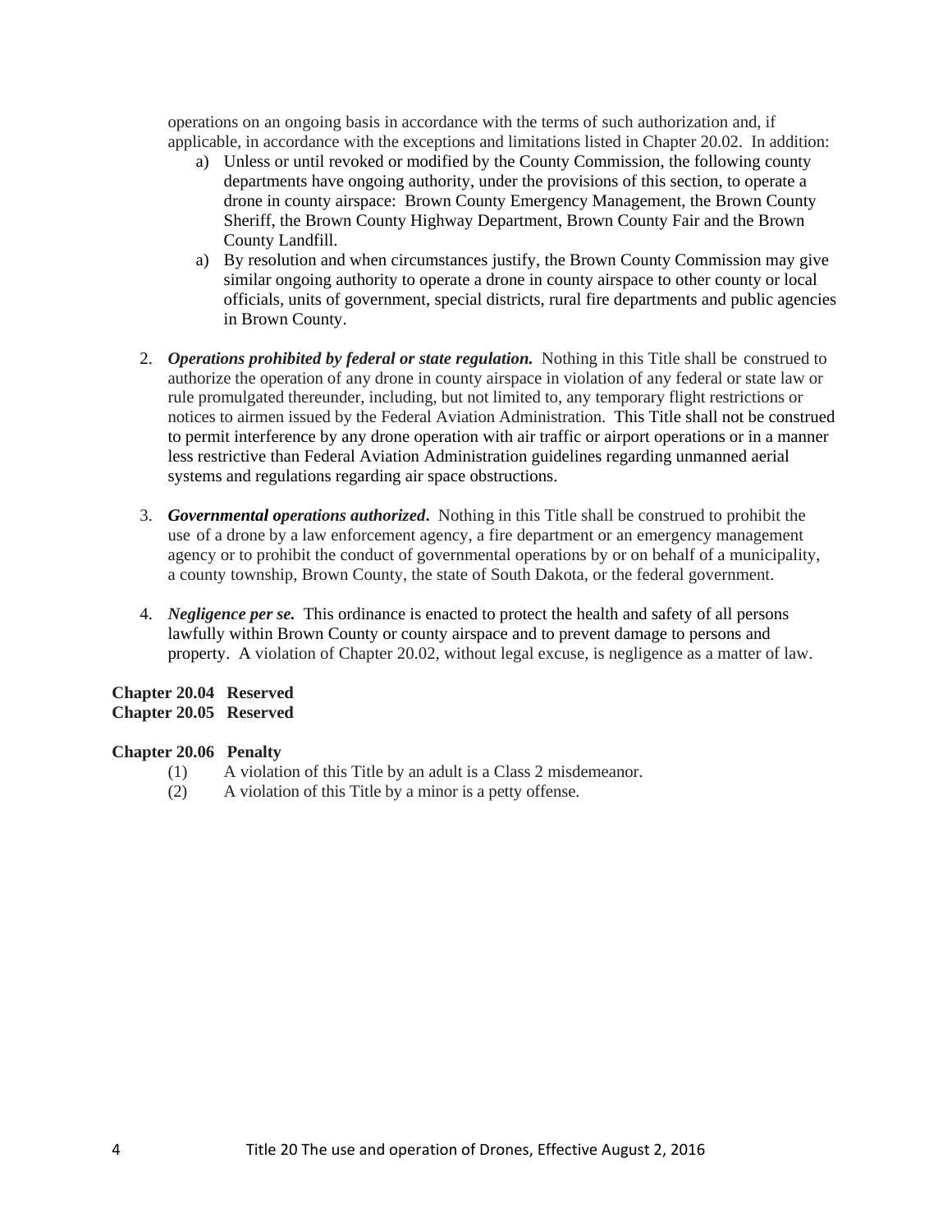operations on an ongoing basis in accordance with the terms of such authorization and, if applicable, in accordance with the exceptions and limitations listed in Chapter 20.02. In addition:

a) Unless or until revoked or modified by the County Commission, the following county departments have ongoing authority, under the provisions of this section, to operate a drone in county airspace: Brown County Emergency Management, the Brown County Sheriff, the Brown County Highway Department, Brown County Fair and the Brown County Landfill.

a) By resolution and when circumstances justify, the Brown County Commission may give similar ongoing authority to operate a drone in county airspace to other county or local officials, units of government, special districts, rural fire departments and public agencies in Brown County.

2. ***Operations prohibited by federal or state regulation.*** Nothing in this Title shall be construed to authorize the operation of any drone in county airspace in violation of any federal or state law or rule promulgated thereunder, including, but not limited to, any temporary flight restrictions or notices to airmen issued by the Federal Aviation Administration. This Title shall not be construed to permit interference by any drone operation with air traffic or airport operations or in a manner less restrictive than Federal Aviation Administration guidelines regarding unmanned aerial systems and regulations regarding air space obstructions.

3. ***Governmental operations authorized*.** Nothing in this Title shall be construed to prohibit the use of a drone by a law enforcement agency, a fire department or an emergency management agency or to prohibit the conduct of governmental operations by or on behalf of a municipality, a county township, Brown County, the state of South Dakota, or the federal government.

4. ***Negligence per se.*** This ordinance is enacted to protect the health and safety of all persons lawfully within Brown County or county airspace and to prevent damage to persons and property. A violation of Chapter 20.02, without legal excuse, is negligence as a matter of law.

**Chapter 20.04 Reserved**
**Chapter 20.05 Reserved**

**Chapter 20.06 Penalty**

(1) A violation of this Title by an adult is a Class 2 misdemeanor.
(2) A violation of this Title by a minor is a petty offense.